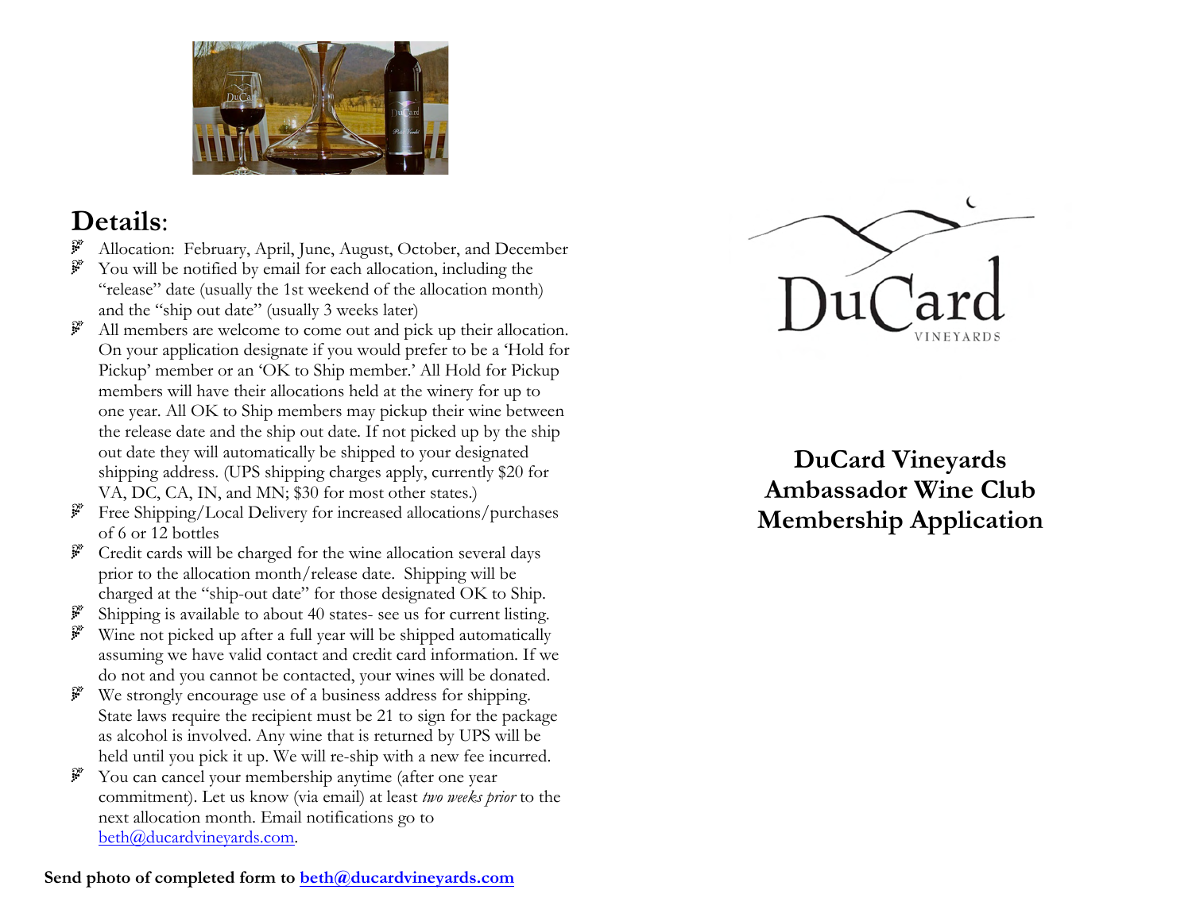## Details:

- Allocation: February, April, June, August, October, and December
- You will be notified by email for each allocation, including the "release" date (usually the 1st weekend of the allocation month) and the "ship out date" (usually 3 weeks later)
- All members are welcome to come out and pick up their allocation. On your application designate if you would prefer to be a 'Hold for Pickup' member or an 'OK to Ship member.' All Hold for Pickup members will have their allocations held at the winery for up to one year. All OK to Ship members may pickup their wine between the release date and the ship out date. If not picked up by the ship out date they will automatically be shipped to your designated shipping address. (UPS shipping charges apply, currently $20 for VA, DC, CA, IN, and MN; $30 for most other states.)
- Free Shipping/Local Delivery for increased allocations/purchases of 6 or 12 bottles
- Credit cards will be charged for the wine allocation several days prior to the allocation month/release date. Shipping will be charged at the "ship-out date" for those designated OK to Ship.
- Shipping is available to about 40 states- see us for current listing.
- Wine not picked up after a full year will be shipped automatically assuming we have valid contact and credit card information. If we do not and you cannot be contacted, your wines will be donated.
- We strongly encourage use of a business address for shipping. State laws require the recipient must be 21 to sign for the package as alcohol is involved. Any wine that is returned by UPS will be held until you pick it up. We will re-ship with a new fee incurred.
- You can cancel your membership anytime (after one year commitment). Let us know (via email) at least *two weeks prior* to the next allocation month. Email notifications go to beth@ducardvineyards.com.

**Send photo of completed form to beth@ducardvineyards.com**

DuCard VINEYARDS

# DuCard Vineyards Ambassador Wine Club Membership Application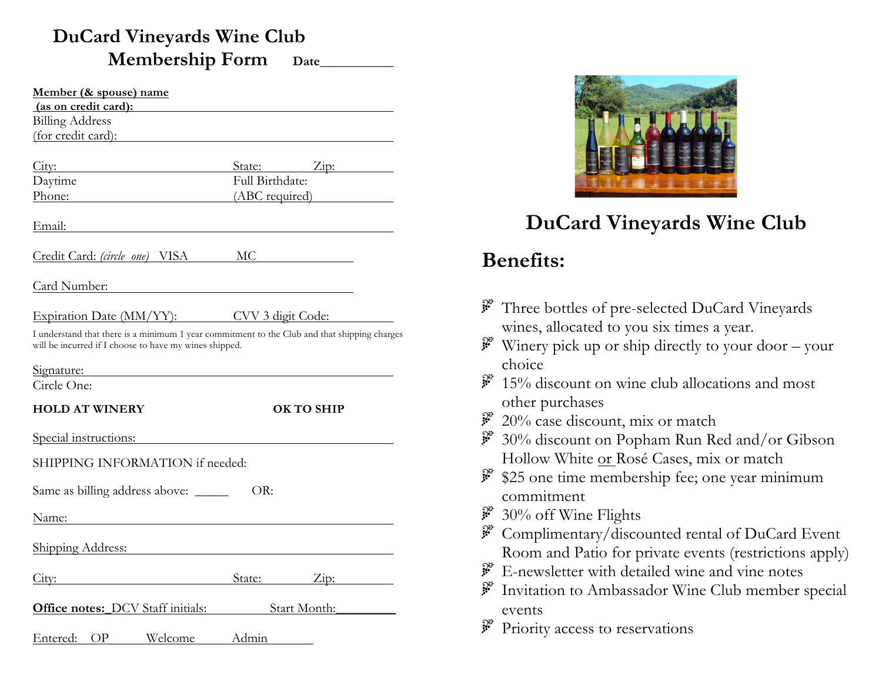# DuCard Vineyards Wine Club
## Membership Form

**Date**__________

**Member (& spouse) name (as on credit card):** ____________________

Billing Address (for credit card): ____________________

City: ____________________ State: ________ Zip: ________

Daytime Phone: ____________________ Full Birthdate: (ABC required) ____________________

Email: ____________________

Credit Card: *(circle one)* VISA MC

Card Number: ____________________

Expiration Date (MM/YY): ____________ CVV 3 digit Code: ____________

I understand that there is a minimum 1 year commitment to the Club and that shipping charges will be incurred if I choose to have my wines shipped.

Signature: ____________________

Circle One:

**HOLD AT WINERY** **OK TO SHIP**

Special instructions: ____________________

SHIPPING INFORMATION if needed:

Same as billing address above: _____ OR:

Name: ____________________

Shipping Address: ____________________

City: ____________________ State: ________ Zip: ________

**Office notes:** DCV Staff initials: ____________ Start Month:__________

Entered: OP Welcome Admin

# DuCard Vineyards Wine Club

## Benefits:

- Three bottles of pre-selected DuCard Vineyards wines, allocated to you six times a year.
- Winery pick up or ship directly to your door – your choice
- 15% discount on wine club allocations and most other purchases
- 20% case discount, mix or match
- 30% discount on Popham Run Red and/or Gibson Hollow White or Rosé Cases, mix or match
- $25 one time membership fee; one year minimum commitment
- 30% off Wine Flights
- Complimentary/discounted rental of DuCard Event Room and Patio for private events (restrictions apply)
- E-newsletter with detailed wine and vine notes
- Invitation to Ambassador Wine Club member special events
- Priority access to reservations